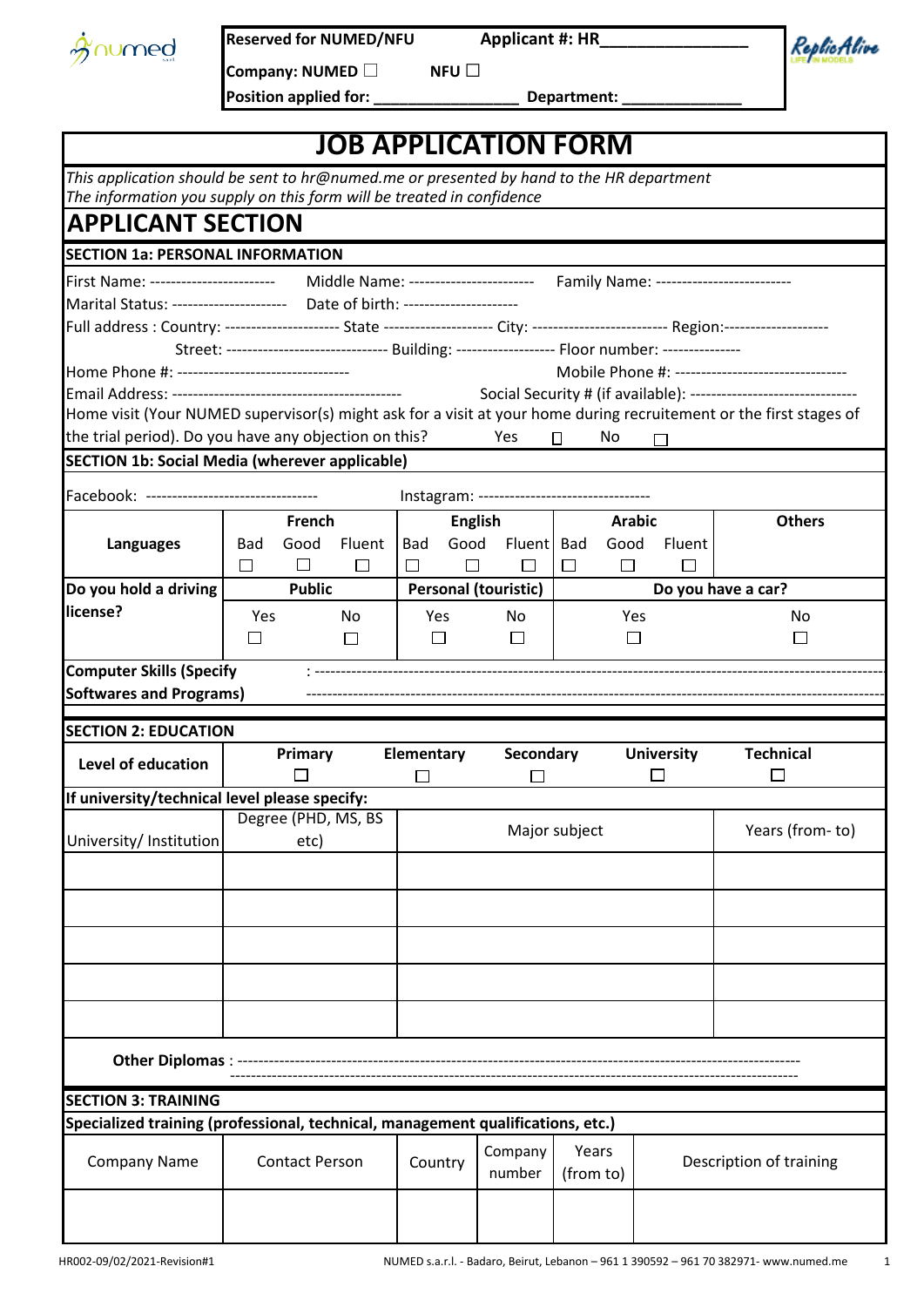**Reserved for NUMED/NFU** **Applicant #: HR_______________**

**Company: NUMED ☐** **NFU ☐**

**Position applied for: _______________** **Department: _____________**

# JOB APPLICATION FORM

*This application should be sent to hr@numed.me or presented by hand to the HR department*
*The information you supply on this form will be treated in confidence*

## APPLICANT SECTION

### SECTION 1a: PERSONAL INFORMATION

First Name: ----------------------- Middle Name: ----------------------- Family Name: -------------------------

Marital Status: ---------------------- Date of birth: ---------------------

Full address : Country: ---------------------- State -------------------- City: ------------------------- Region:--------------------

Street: ------------------------------ Building: ------------------ Floor number: --------------

Home Phone #: -------------------------------- Mobile Phone #: --------------------------------

Email Address: -------------------------------------------- Social Security # (if available): -------------------------------

Home visit (Your NUMED supervisor(s) might ask for a visit at your home during recruitement or the first stages of the trial period). Do you have any objection on this? Yes ☐ No ☐

### SECTION 1b: Social Media (wherever applicable)

Facebook: -------------------------------- Instagram: --------------------------------

| Languages | French | | | English | | | Arabic | | | Others |
|---|---|---|---|---|---|---|---|---|---|---|
| | Bad ☐ | Good ☐ | Fluent ☐ | Bad ☐ | Good ☐ | Fluent ☐ | Bad ☐ | Good ☐ | Fluent ☐ | |

| Do you hold a driving license? | Public | | Personal (touristic) | | Do you have a car? | |
|---|---|---|---|---|---|---|
| | Yes ☐ | No ☐ | Yes ☐ | No ☐ | Yes ☐ | No ☐ |

**Computer Skills (Specify Softwares and Programs)** : ----------------------------------------------------------------------------------------------------

### SECTION 2: EDUCATION

| Level of education | Primary ☐ | Elementary ☐ | Secondary ☐ | University ☐ | Technical ☐ |
|---|---|---|---|---|---|

**If university/technical level please specify:**

| University/ Institution | Degree (PHD, MS, BS etc) | Major subject | Years (from- to) |
|---|---|---|---|
| | | | |
| | | | |
| | | | |
| | | | |
| | | | |

**Other Diplomas** : ----------------------------------------------------------------------------------------------------

### SECTION 3: TRAINING

**Specialized training (professional, technical, management qualifications, etc.)**

| Company Name | Contact Person | Country | Company number | Years (from to) | Description of training |
|---|---|---|---|---|---|
| | | | | | |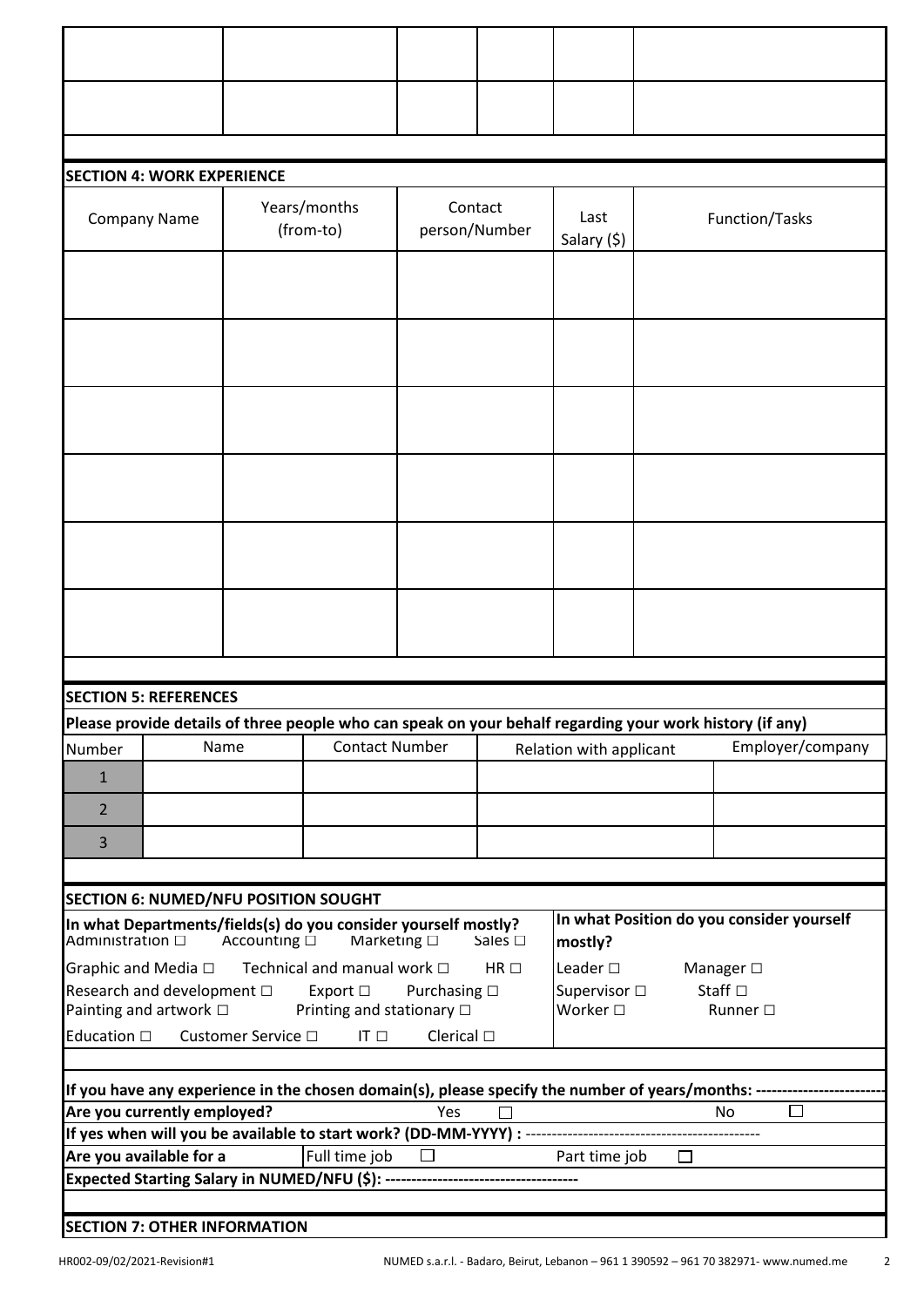| | | | | | |
|---|---|---|---|---|---|
| | | | | | |
| | | | | | |

## SECTION 4: WORK EXPERIENCE

| Company Name | Years/months (from-to) | Contact person/Number | Last Salary ($) | Function/Tasks |
|---|---|---|---|---|
| | | | | |
| | | | | |
| | | | | |
| | | | | |
| | | | | |
| | | | | |

## SECTION 5: REFERENCES

**Please provide details of three people who can speak on your behalf regarding your work history (if any)**

| Number | Name | Contact Number | Relation with applicant | Employer/company |
|---|---|---|---|---|
| 1 | | | | |
| 2 | | | | |
| 3 | | | | |

## SECTION 6: NUMED/NFU POSITION SOUGHT

**In what Departments/fields(s) do you consider yourself mostly?**

Administration □ Accounting □ Marketing □ Sales □

Graphic and Media □ Technical and manual work □ HR □

Research and development □ Export □ Purchasing □

Painting and artwork □ Printing and stationary □

Education □ Customer Service □ IT □ Clerical □

**In what Position do you consider yourself mostly?**

Leader □ Manager □

Supervisor □ Staff □

Worker □ Runner □

**If you have any experience in the chosen domain(s), please specify the number of years/months:** ------------------------

**Are you currently employed?** Yes □ No □

**If yes when will you be available to start work? (DD-MM-YYYY) :** ---------------------------------------------

**Are you available for a** Full time job □ Part time job □

**Expected Starting Salary in NUMED/NFU ($):** ------------------------------------

## SECTION 7: OTHER INFORMATION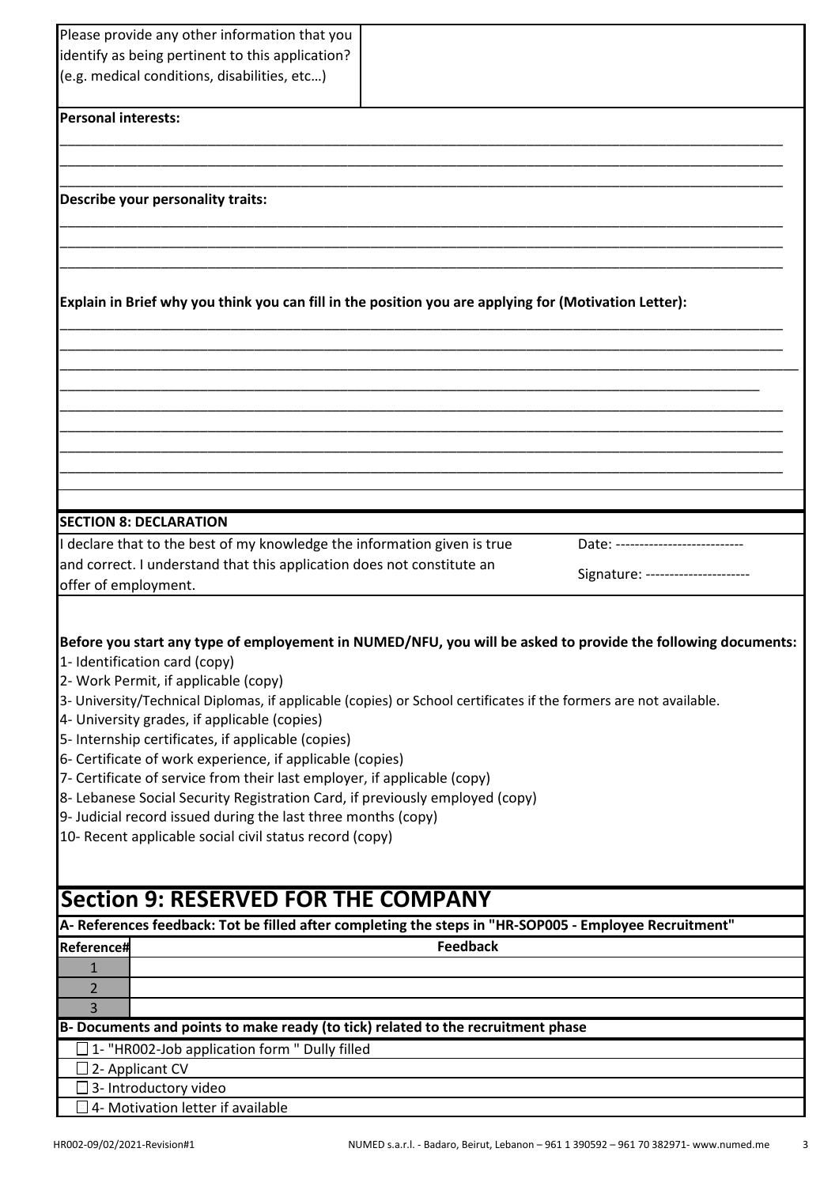| Please provide any other information that you identify as being pertinent to this application? (e.g. medical conditions, disabilities, etc…) | |
|---|---|

**Personal interests:**

______________________________________________________________________________________________

______________________________________________________________________________________________

______________________________________________________________________________________________

**Describe your personality traits:**

______________________________________________________________________________________________

______________________________________________________________________________________________

______________________________________________________________________________________________

**Explain in Brief why you think you can fill in the position you are applying for (Motivation Letter):**

______________________________________________________________________________________________

______________________________________________________________________________________________

______________________________________________________________________________________________

______________________________________________________________________________________________

______________________________________________________________________________________________

______________________________________________________________________________________________

______________________________________________________________________________________________

______________________________________________________________________________________________

**SECTION 8: DECLARATION**

I declare that to the best of my knowledge the information given is true and correct. I understand that this application does not constitute an offer of employment.

Date: ---------------------------

Signature: ----------------------

**Before you start any type of employement in NUMED/NFU, you will be asked to provide the following documents:**

1- Identification card (copy)
2- Work Permit, if applicable (copy)
3- University/Technical Diplomas, if applicable (copies) or School certificates if the formers are not available.
4- University grades, if applicable (copies)
5- Internship certificates, if applicable (copies)
6- Certificate of work experience, if applicable (copies)
7- Certificate of service from their last employer, if applicable (copy)
8- Lebanese Social Security Registration Card, if previously employed (copy)
9- Judicial record issued during the last three months (copy)
10- Recent applicable social civil status record (copy)

# Section 9: RESERVED FOR THE COMPANY

**A- References feedback: Tot be filled after completing the steps in "HR-SOP005 - Employee Recruitment"**

| Reference# | Feedback |
|---|---|
| 1 | |
| 2 | |
| 3 | |

**B- Documents and points to make ready (to tick) related to the recruitment phase**

- ☐ 1- "HR002-Job application form " Dully filled
- ☐ 2- Applicant CV
- ☐ 3- Introductory video
- ☐ 4- Motivation letter if available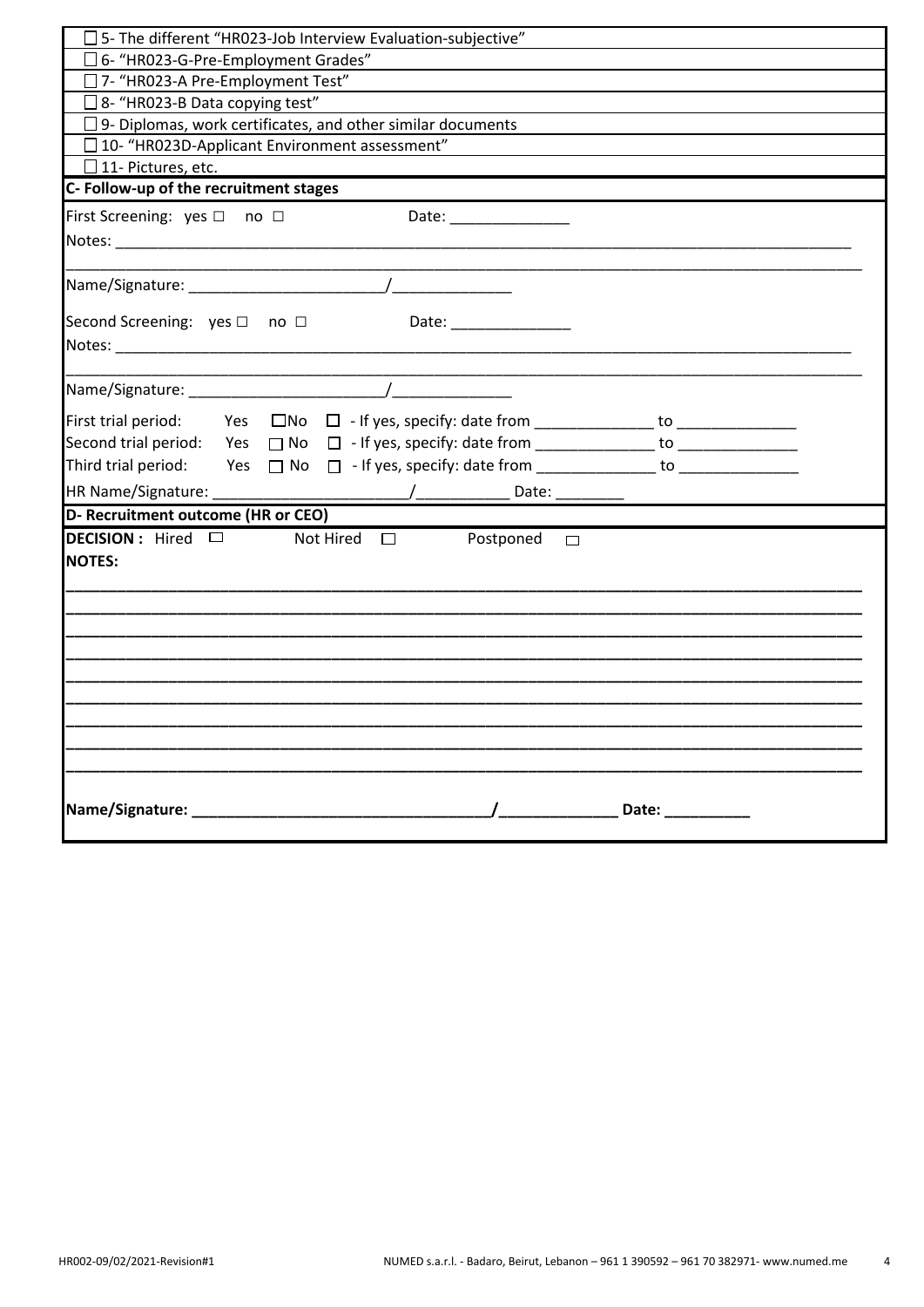☐ 5- The different "HR023-Job Interview Evaluation-subjective"

☐ 6- "HR023-G-Pre-Employment Grades"

☐ 7- "HR023-A Pre-Employment Test"

☐ 8- "HR023-B Data copying test"

☐ 9- Diplomas, work certificates, and other similar documents

☐ 10- "HR023D-Applicant Environment assessment"

☐ 11- Pictures, etc.

**C- Follow-up of the recruitment stages**

First Screening: yes ☐ no ☐ Date: _______________

Notes: ____________________________________________________________________________________________

____________________________________________________________________________________________

Name/Signature: ________________________/_______________

Second Screening: yes ☐ no ☐ Date: _______________

Notes: ____________________________________________________________________________________________

____________________________________________________________________________________________

Name/Signature: ________________________/_______________

First trial period: Yes ☐No ☐ - If yes, specify: date from _______________ to _______________

Second trial period: Yes ☐ No ☐ - If yes, specify: date from _______________ to _______________

Third trial period: Yes ☐ No ☐ - If yes, specify: date from _______________ to _______________

HR Name/Signature: ________________________/____________ Date: _________

**D- Recruitment outcome (HR or CEO)**

**DECISION :** Hired ☐ Not Hired ☐ Postponed ☐

**NOTES:**

____________________________________________________________________________________________

____________________________________________________________________________________________

____________________________________________________________________________________________

____________________________________________________________________________________________

____________________________________________________________________________________________

____________________________________________________________________________________________

____________________________________________________________________________________________

____________________________________________________________________________________________

____________________________________________________________________________________________

**Name/Signature: ___________________________________/_______________ Date: ___________**

HR002-09/02/2021-Revision#1 NUMED s.a.r.l. - Badaro, Beirut, Lebanon – 961 1 390592 – 961 70 382971- www.numed.me